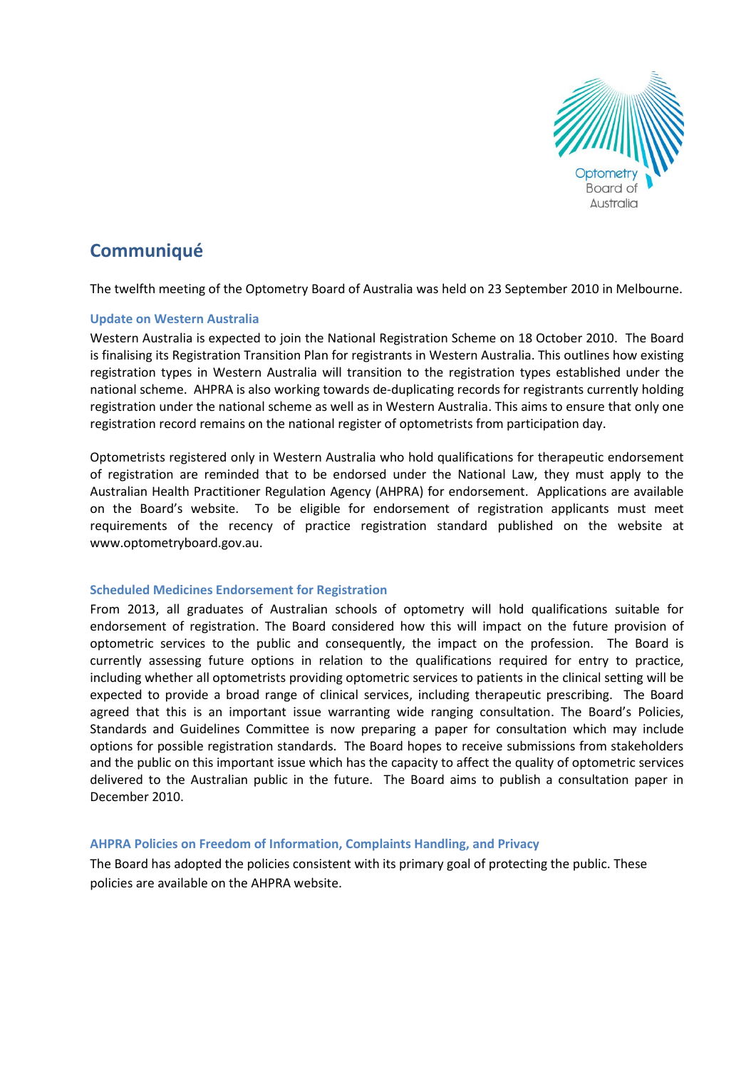# Communiqué

The twelfth meeting of the Optometry Board of Australia was held on 23 September 2010 in Melbourne.

### Update on Western Australia

Western Australia is expected to join the National Registration Scheme on 18 October 2010. The Board is finalising its Registration Transition Plan for registrants in Western Australia. This outlines how existing registration types in Western Australia will transition to the registration types established under the national scheme. AHPRA is also working towards de-duplicating records for registrants currently holding registration under the national scheme as well as in Western Australia. This aims to ensure that only one registration record remains on the national register of optometrists from participation day.

Optometrists registered only in Western Australia who hold qualifications for therapeutic endorsement of registration are reminded that to be endorsed under the National Law, they must apply to the Australian Health Practitioner Regulation Agency (AHPRA) for endorsement. Applications are available on the Board's website. To be eligible for endorsement of registration applicants must meet requirements of the recency of practice registration standard published on the website at www.optometryboard.gov.au.

### Scheduled Medicines Endorsement for Registration

From 2013, all graduates of Australian schools of optometry will hold qualifications suitable for endorsement of registration. The Board considered how this will impact on the future provision of optometric services to the public and consequently, the impact on the profession. The Board is currently assessing future options in relation to the qualifications required for entry to practice, including whether all optometrists providing optometric services to patients in the clinical setting will be expected to provide a broad range of clinical services, including therapeutic prescribing. The Board agreed that this is an important issue warranting wide ranging consultation. The Board's Policies, Standards and Guidelines Committee is now preparing a paper for consultation which may include options for possible registration standards. The Board hopes to receive submissions from stakeholders and the public on this important issue which has the capacity to affect the quality of optometric services delivered to the Australian public in the future. The Board aims to publish a consultation paper in December 2010.

### AHPRA Policies on Freedom of Information, Complaints Handling, and Privacy

The Board has adopted the policies consistent with its primary goal of protecting the public. These policies are available on the AHPRA website.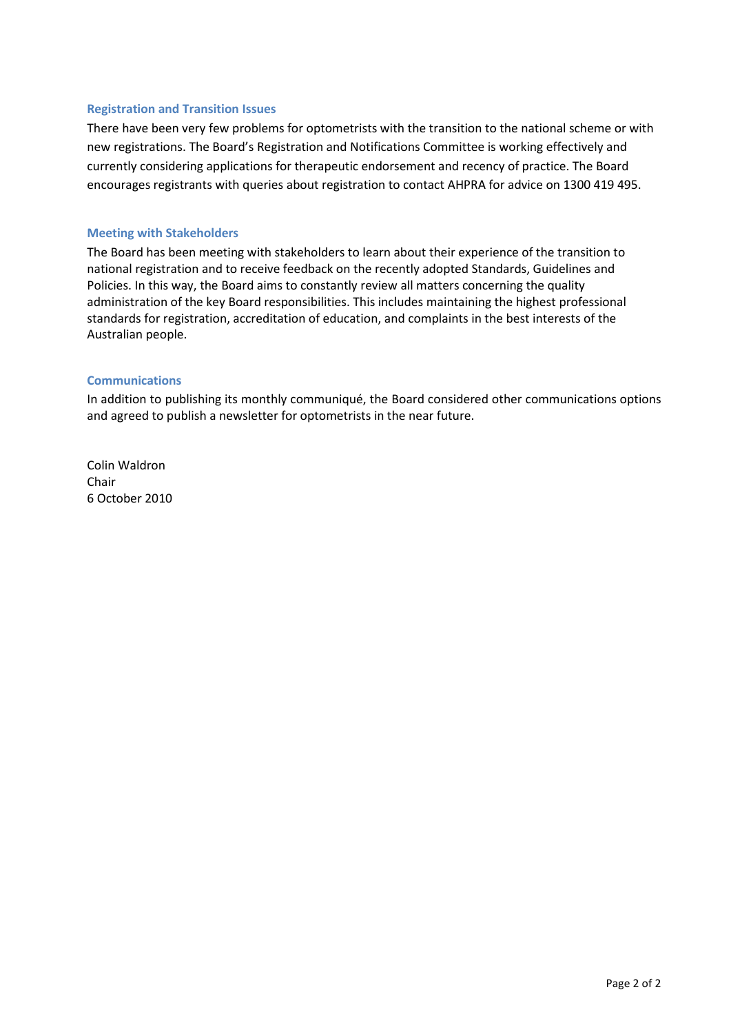### Registration and Transition Issues

There have been very few problems for optometrists with the transition to the national scheme or with new registrations. The Board's Registration and Notifications Committee is working effectively and currently considering applications for therapeutic endorsement and recency of practice. The Board encourages registrants with queries about registration to contact AHPRA for advice on 1300 419 495.

### Meeting with Stakeholders

The Board has been meeting with stakeholders to learn about their experience of the transition to national registration and to receive feedback on the recently adopted Standards, Guidelines and Policies. In this way, the Board aims to constantly review all matters concerning the quality administration of the key Board responsibilities. This includes maintaining the highest professional standards for registration, accreditation of education, and complaints in the best interests of the Australian people.

### Communications

In addition to publishing its monthly communiqué, the Board considered other communications options and agreed to publish a newsletter for optometrists in the near future.

Colin Waldron
Chair
6 October 2010